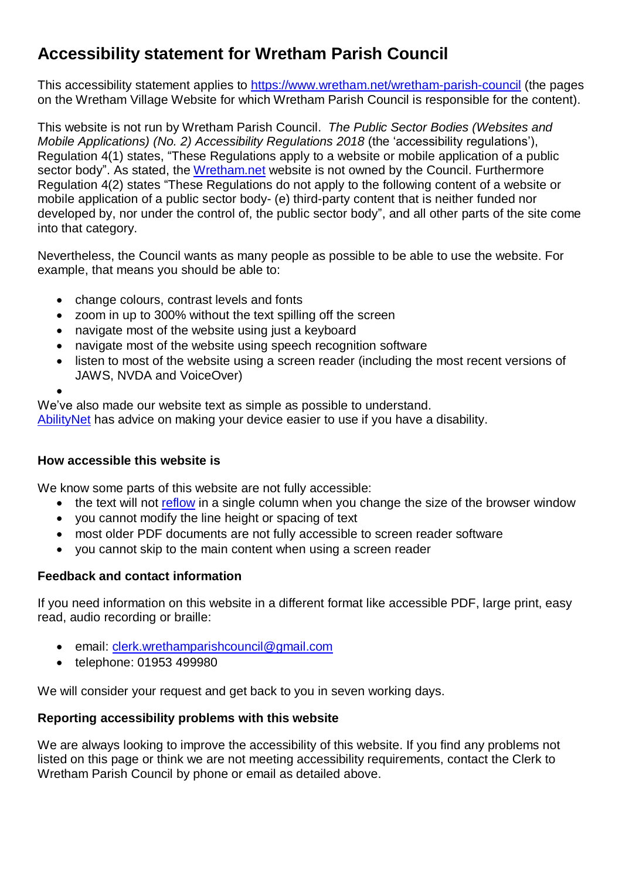# Accessibility statement for Wretham Parish Council

This accessibility statement applies to https://www.wretham.net/wretham-parish-council (the pages on the Wretham Village Website for which Wretham Parish Council is responsible for the content).

This website is not run by Wretham Parish Council. *The Public Sector Bodies (Websites and Mobile Applications) (No. 2) Accessibility Regulations 2018* (the 'accessibility regulations'), Regulation 4(1) states, "These Regulations apply to a website or mobile application of a public sector body". As stated, the Wretham.net website is not owned by the Council. Furthermore Regulation 4(2) states "These Regulations do not apply to the following content of a website or mobile application of a public sector body- (e) third-party content that is neither funded nor developed by, nor under the control of, the public sector body", and all other parts of the site come into that category.

Nevertheless, the Council wants as many people as possible to be able to use the website. For example, that means you should be able to:

- change colours, contrast levels and fonts
- zoom in up to 300% without the text spilling off the screen
- navigate most of the website using just a keyboard
- navigate most of the website using speech recognition software
- listen to most of the website using a screen reader (including the most recent versions of JAWS, NVDA and VoiceOver)

We've also made our website text as simple as possible to understand.
AbilityNet has advice on making your device easier to use if you have a disability.

### How accessible this website is

We know some parts of this website are not fully accessible:

- the text will not reflow in a single column when you change the size of the browser window
- you cannot modify the line height or spacing of text
- most older PDF documents are not fully accessible to screen reader software
- you cannot skip to the main content when using a screen reader

### Feedback and contact information

If you need information on this website in a different format like accessible PDF, large print, easy read, audio recording or braille:

- email: clerk.wrethamparishcouncil@gmail.com
- telephone: 01953 499980

We will consider your request and get back to you in seven working days.

### Reporting accessibility problems with this website

We are always looking to improve the accessibility of this website. If you find any problems not listed on this page or think we are not meeting accessibility requirements, contact the Clerk to Wretham Parish Council by phone or email as detailed above.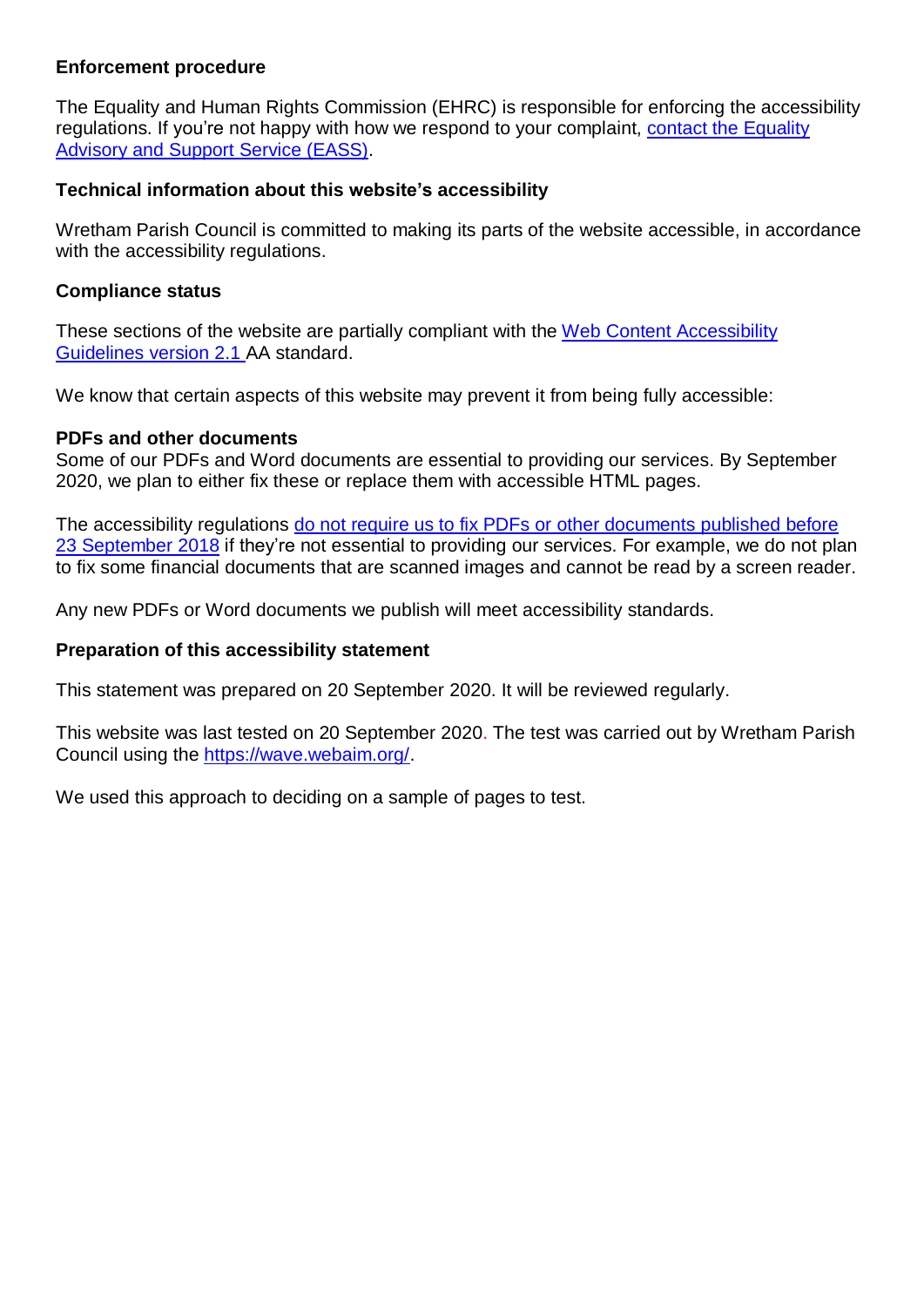### Enforcement procedure

The Equality and Human Rights Commission (EHRC) is responsible for enforcing the accessibility regulations. If you're not happy with how we respond to your complaint, [contact the Equality Advisory and Support Service (EASS)](#).

### Technical information about this website's accessibility

Wretham Parish Council is committed to making its parts of the website accessible, in accordance with the accessibility regulations.

### Compliance status

These sections of the website are partially compliant with the [Web Content Accessibility Guidelines version 2.1](#) AA standard.

We know that certain aspects of this website may prevent it from being fully accessible:

**PDFs and other documents**

Some of our PDFs and Word documents are essential to providing our services. By September 2020, we plan to either fix these or replace them with accessible HTML pages.

The accessibility regulations [do not require us to fix PDFs or other documents published before 23 September 2018](#) if they're not essential to providing our services. For example, we do not plan to fix some financial documents that are scanned images and cannot be read by a screen reader.

Any new PDFs or Word documents we publish will meet accessibility standards.

### Preparation of this accessibility statement

This statement was prepared on 20 September 2020. It will be reviewed regularly.

This website was last tested on 20 September 2020. The test was carried out by Wretham Parish Council using the [https://wave.webaim.org/](https://wave.webaim.org/).

We used this approach to deciding on a sample of pages to test.